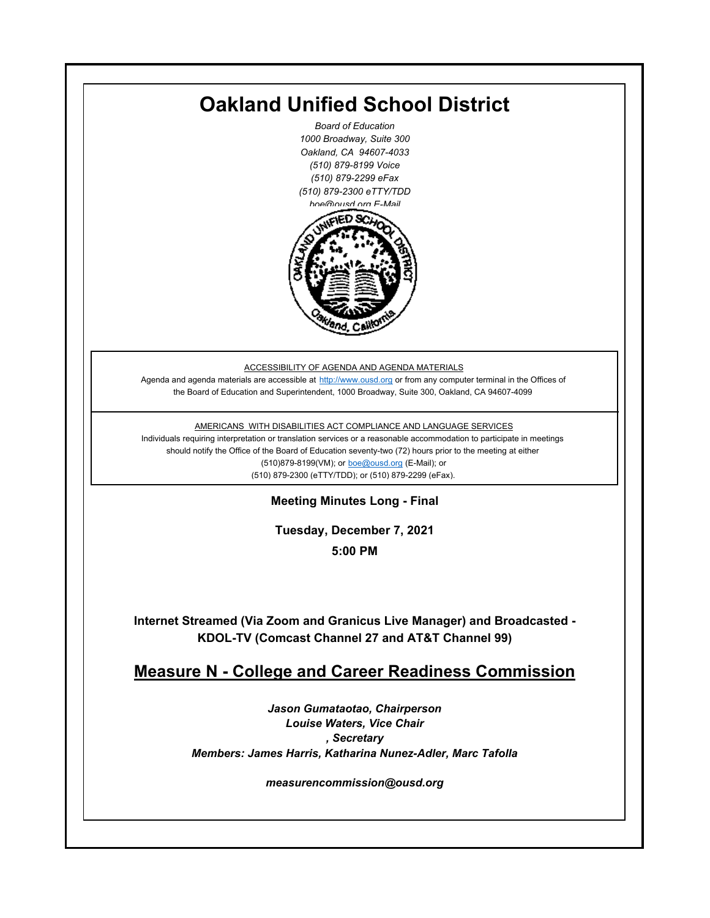# Oakland Unified School District

*Board of Education*
*1000 Broadway, Suite 300*
*Oakland, CA 94607-4033*
*(510) 879-8199 Voice*
*(510) 879-2299 eFax*
*(510) 879-2300 eTTY/TDD*
*boe@ousd.org E-Mail*

ACCESSIBILITY OF AGENDA AND AGENDA MATERIALS

Agenda and agenda materials are accessible at http://www.ousd.org or from any computer terminal in the Offices of the Board of Education and Superintendent, 1000 Broadway, Suite 300, Oakland, CA 94607-4099

AMERICANS WITH DISABILITIES ACT COMPLIANCE AND LANGUAGE SERVICES

Individuals requiring interpretation or translation services or a reasonable accommodation to participate in meetings should notify the Office of the Board of Education seventy-two (72) hours prior to the meeting at either (510)879-8199(VM); or boe@ousd.org (E-Mail); or (510) 879-2300 (eTTY/TDD); or (510) 879-2299 (eFax).

**Meeting Minutes Long - Final**

**Tuesday, December 7, 2021**

**5:00 PM**

**Internet Streamed (Via Zoom and Granicus Live Manager) and Broadcasted - KDOL-TV (Comcast Channel 27 and AT&T Channel 99)**

## Measure N - College and Career Readiness Commission

***Jason Gumataotao, Chairperson***
***Louise Waters, Vice Chair***
***, Secretary***
***Members: James Harris, Katharina Nunez-Adler, Marc Tafolla***

***measurencommission@ousd.org***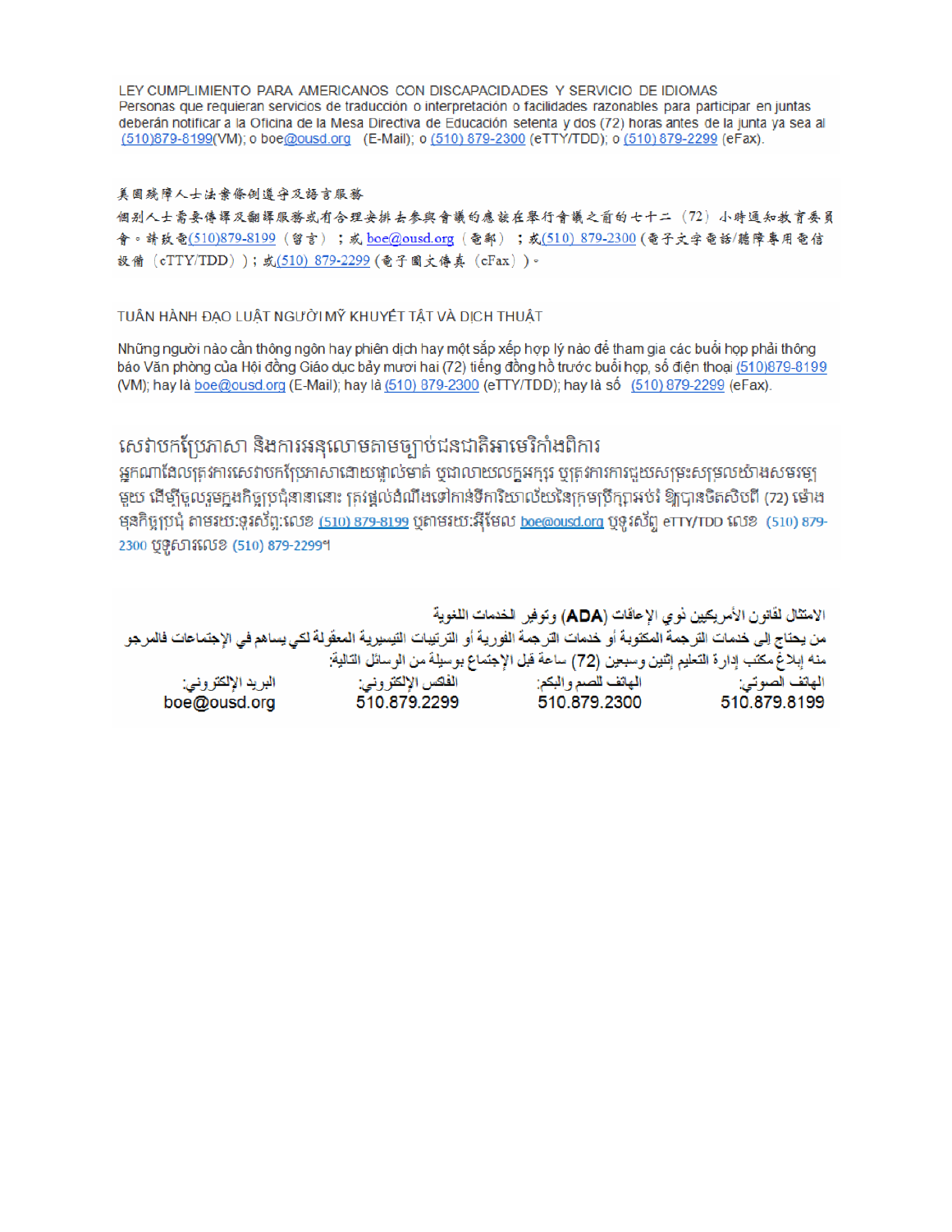LEY CUMPLIMIENTO PARA AMERICANOS CON DISCAPACIDADES Y SERVICIO DE IDIOMAS
Personas que requieran servicios de traducción o interpretación o facilidades razonables para participar en juntas deberán notificar a la Oficina de la Mesa Directiva de Educación setenta y dos (72) horas antes de la junta ya sea al (510)879-8199(VM); o boe@ousd.org (E-Mail); o (510) 879-2300 (eTTY/TDD); o (510) 879-2299 (eFax).

美國殘障人士法案條例遵守及語言服務
個別人士需要傳譯及翻譯服務或有合理安排去參與會議的應該在舉行會議之前的七十二（72）小時通知教育委員會。請致電(510)879-8199（留言）；或 boe@ousd.org（電郵）；或(510) 879-2300 (電子文字電話/聽障專用電信設備（eTTY/TDD））；或(510) 879-2299 (電子圖文傳真（eFax）)。

TUÂN HÀNH ĐẠO LUẬT NGƯỜI MỸ KHUYẾT TẬT VÀ DỊCH THUẬT

Những người nào cần thông ngôn hay phiên dịch hay một sắp xếp hợp lý nào để tham gia các buổi họp phải thông báo Văn phòng của Hội đồng Giáo dục bảy mươi hai (72) tiếng đồng hồ trước buổi họp, số điện thoại (510)879-8199 (VM); hay là boe@ousd.org (E-Mail); hay là (510) 879-2300 (eTTY/TDD); hay là số (510) 879-2299 (eFax).

សេវាបកប្រែភាសា និងការអនុលោមតាមច្បាប់ជនជាតិអាមេរិកាំងពិការ
អ្នកណាដែលត្រូវការសេវាបកប្រែភាសាដោយផ្ទាល់មាត់ ឬជាលាយលក្ខអក្សរ ឬត្រូវការការជួយសម្រះសម្រួលយ៉ាងសមរម្យមួយ ដើម្បីចូលរួមក្នុងកិច្ចប្រជុំនានានោះ ត្រូវផ្តល់ដំណឹងទៅកាន់ទីការិយាល័យនៃក្រុមប្រឹក្សាអប់រំ ឱ្យបានចិតសិបពីរ (72) ម៉ោង មុនកិច្ចប្រជុំ តាមរយៈទូរស័ព្ទ:លេខ (510) 879-8199 ឬតាមរយៈអ៊ីមែល boe@ousd.org ឬទូរស័ព្ទ eTTY/TDD លេខ (510) 879-2300 ឬទូសារលេខ (510) 879-2299។

الامتثال لقانون الأمريكيين ذوي الإعاقات (ADA) وتوفير الخدمات اللغوية
من يحتاج إلى خدمات الترجمة المكتوبة أو خدمات الترجمة الفورية أو الترتيبات التيسيرية المعقولة لكي يساهم في الإجتماعات فالمرجو منه إبلاغ مكتب إدارة التعليم إثنين وسبعين (72) ساعة قبل الإجتماع بوسيلة من الوسائل التالية:

| الهاتف الصوتي: | الهاتف للصم والبكم: | الفاكس الإلكتروني: | البريد الإلكتروني: |
|---|---|---|---|
| 510.879.8199 | 510.879.2300 | 510.879.2299 | boe@ousd.org |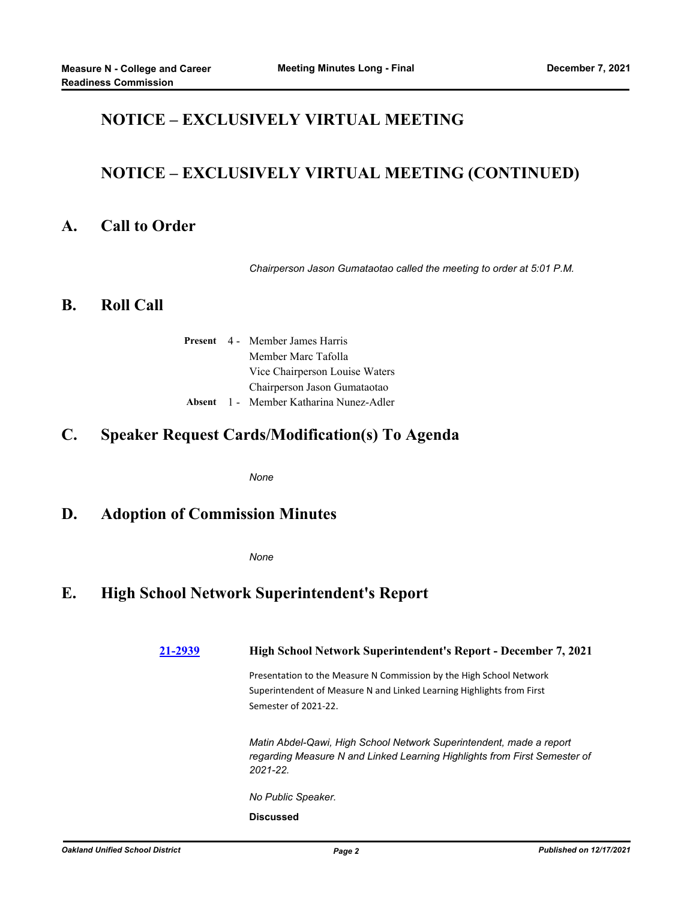## NOTICE – EXCLUSIVELY VIRTUAL MEETING

## NOTICE – EXCLUSIVELY VIRTUAL MEETING (CONTINUED)

## A. Call to Order

*Chairperson Jason Gumataotao called the meeting to order at 5:01 P.M.*

## B. Roll Call

**Present** 4 - Member James Harris
Member Marc Tafolla
Vice Chairperson Louise Waters
Chairperson Jason Gumataotao

**Absent** 1 - Member Katharina Nunez-Adler

## C. Speaker Request Cards/Modification(s) To Agenda

*None*

## D. Adoption of Commission Minutes

*None*

## E. High School Network Superintendent's Report

**21-2939** **High School Network Superintendent's Report - December 7, 2021**

Presentation to the Measure N Commission by the High School Network Superintendent of Measure N and Linked Learning Highlights from First Semester of 2021-22.

*Matin Abdel-Qawi, High School Network Superintendent, made a report regarding Measure N and Linked Learning Highlights from First Semester of 2021-22.*

*No Public Speaker.*

**Discussed**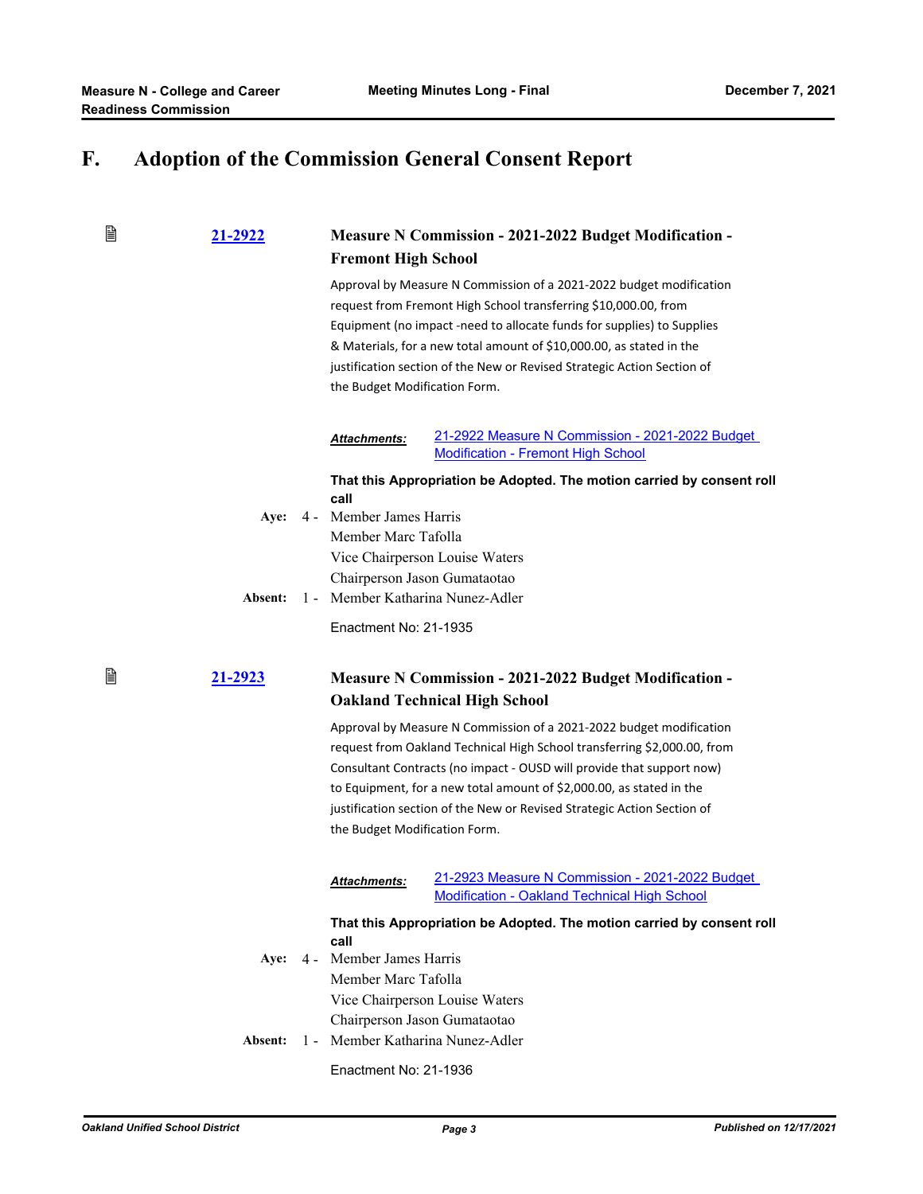# F. Adoption of the Commission General Consent Report

### 21-2922 — Measure N Commission - 2021-2022 Budget Modification - Fremont High School

Approval by Measure N Commission of a 2021-2022 budget modification request from Fremont High School transferring $10,000.00, from Equipment (no impact -need to allocate funds for supplies) to Supplies & Materials, for a new total amount of $10,000.00, as stated in the justification section of the New or Revised Strategic Action Section of the Budget Modification Form.

***Attachments:*** 21-2922 Measure N Commission - 2021-2022 Budget Modification - Fremont High School

**That this Appropriation be Adopted. The motion carried by consent roll call**

**Aye:** 4 - Member James Harris, Member Marc Tafolla, Vice Chairperson Louise Waters, Chairperson Jason Gumataotao

**Absent:** 1 - Member Katharina Nunez-Adler

Enactment No: 21-1935

### 21-2923 — Measure N Commission - 2021-2022 Budget Modification - Oakland Technical High School

Approval by Measure N Commission of a 2021-2022 budget modification request from Oakland Technical High School transferring $2,000.00, from Consultant Contracts (no impact - OUSD will provide that support now) to Equipment, for a new total amount of $2,000.00, as stated in the justification section of the New or Revised Strategic Action Section of the Budget Modification Form.

***Attachments:*** 21-2923 Measure N Commission - 2021-2022 Budget Modification - Oakland Technical High School

**That this Appropriation be Adopted. The motion carried by consent roll call**

**Aye:** 4 - Member James Harris, Member Marc Tafolla, Vice Chairperson Louise Waters, Chairperson Jason Gumataotao

**Absent:** 1 - Member Katharina Nunez-Adler

Enactment No: 21-1936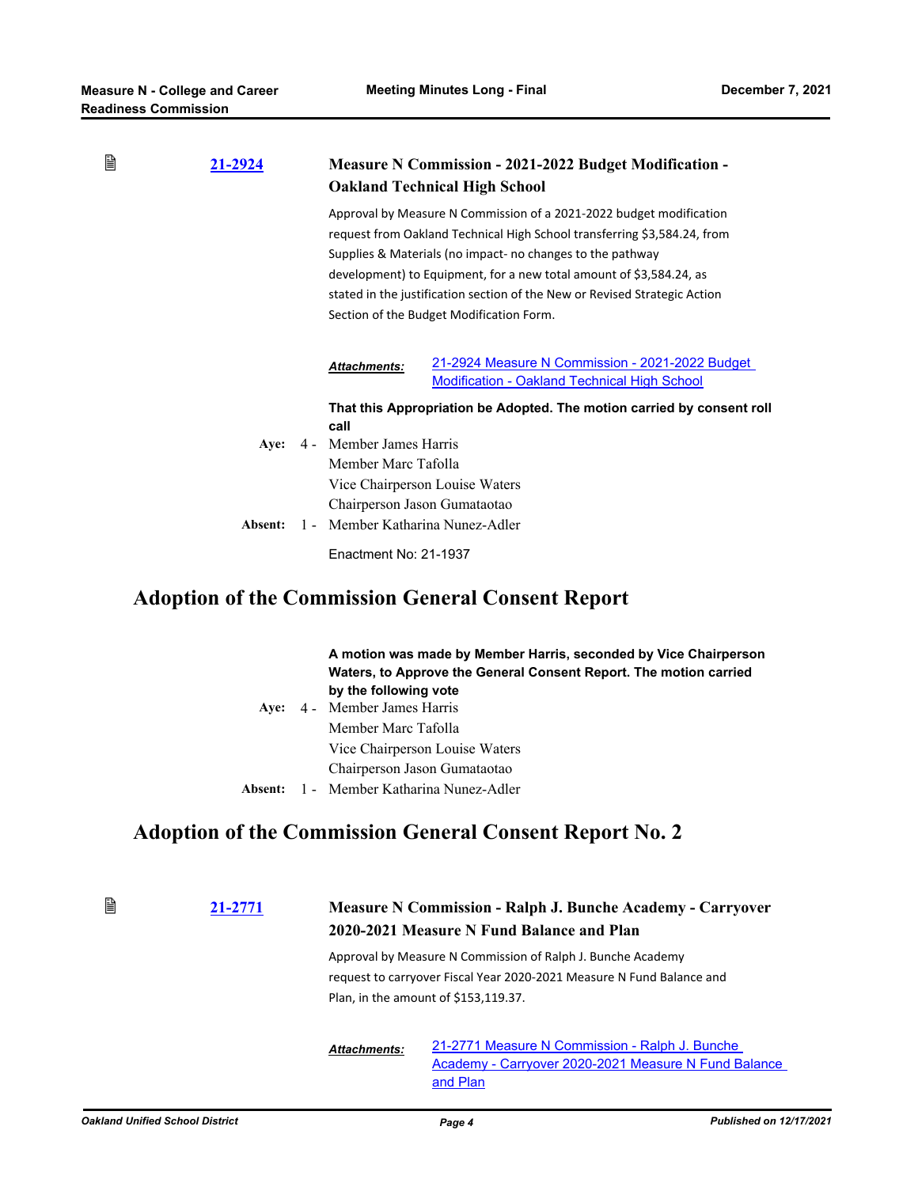**21-2924** **Measure N Commission - 2021-2022 Budget Modification - Oakland Technical High School**

Approval by Measure N Commission of a 2021-2022 budget modification request from Oakland Technical High School transferring $3,584.24, from Supplies & Materials (no impact- no changes to the pathway development) to Equipment, for a new total amount of $3,584.24, as stated in the justification section of the New or Revised Strategic Action Section of the Budget Modification Form.

***Attachments:*** 21-2924 Measure N Commission - 2021-2022 Budget Modification - Oakland Technical High School

**That this Appropriation be Adopted. The motion carried by consent roll call**

**Aye:** 4 - Member James Harris
Member Marc Tafolla
Vice Chairperson Louise Waters
Chairperson Jason Gumataotao

**Absent:** 1 - Member Katharina Nunez-Adler

Enactment No: 21-1937

## Adoption of the Commission General Consent Report

**A motion was made by Member Harris, seconded by Vice Chairperson Waters, to Approve the General Consent Report. The motion carried by the following vote**

**Aye:** 4 - Member James Harris
Member Marc Tafolla
Vice Chairperson Louise Waters
Chairperson Jason Gumataotao

**Absent:** 1 - Member Katharina Nunez-Adler

## Adoption of the Commission General Consent Report No. 2

**21-2771** **Measure N Commission - Ralph J. Bunche Academy - Carryover 2020-2021 Measure N Fund Balance and Plan**

Approval by Measure N Commission of Ralph J. Bunche Academy request to carryover Fiscal Year 2020-2021 Measure N Fund Balance and Plan, in the amount of $153,119.37.

***Attachments:*** 21-2771 Measure N Commission - Ralph J. Bunche Academy - Carryover 2020-2021 Measure N Fund Balance and Plan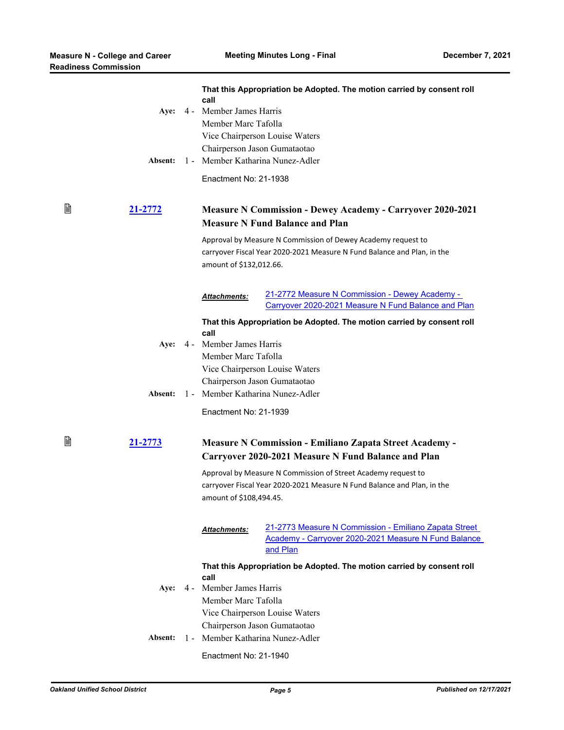**That this Appropriation be Adopted. The motion carried by consent roll call**

Aye: 4 - Member James Harris
Member Marc Tafolla
Vice Chairperson Louise Waters
Chairperson Jason Gumataotao

Absent: 1 - Member Katharina Nunez-Adler

Enactment No: 21-1938

### 21-2772 Measure N Commission - Dewey Academy - Carryover 2020-2021 Measure N Fund Balance and Plan

Approval by Measure N Commission of Dewey Academy request to carryover Fiscal Year 2020-2021 Measure N Fund Balance and Plan, in the amount of $132,012.66.

***Attachments:*** 21-2772 Measure N Commission - Dewey Academy - Carryover 2020-2021 Measure N Fund Balance and Plan

**That this Appropriation be Adopted. The motion carried by consent roll call**

Aye: 4 - Member James Harris
Member Marc Tafolla
Vice Chairperson Louise Waters
Chairperson Jason Gumataotao

Absent: 1 - Member Katharina Nunez-Adler

Enactment No: 21-1939

### 21-2773 Measure N Commission - Emiliano Zapata Street Academy - Carryover 2020-2021 Measure N Fund Balance and Plan

Approval by Measure N Commission of Street Academy request to carryover Fiscal Year 2020-2021 Measure N Fund Balance and Plan, in the amount of $108,494.45.

***Attachments:*** 21-2773 Measure N Commission - Emiliano Zapata Street Academy - Carryover 2020-2021 Measure N Fund Balance and Plan

**That this Appropriation be Adopted. The motion carried by consent roll call**

Aye: 4 - Member James Harris
Member Marc Tafolla
Vice Chairperson Louise Waters
Chairperson Jason Gumataotao

Absent: 1 - Member Katharina Nunez-Adler

Enactment No: 21-1940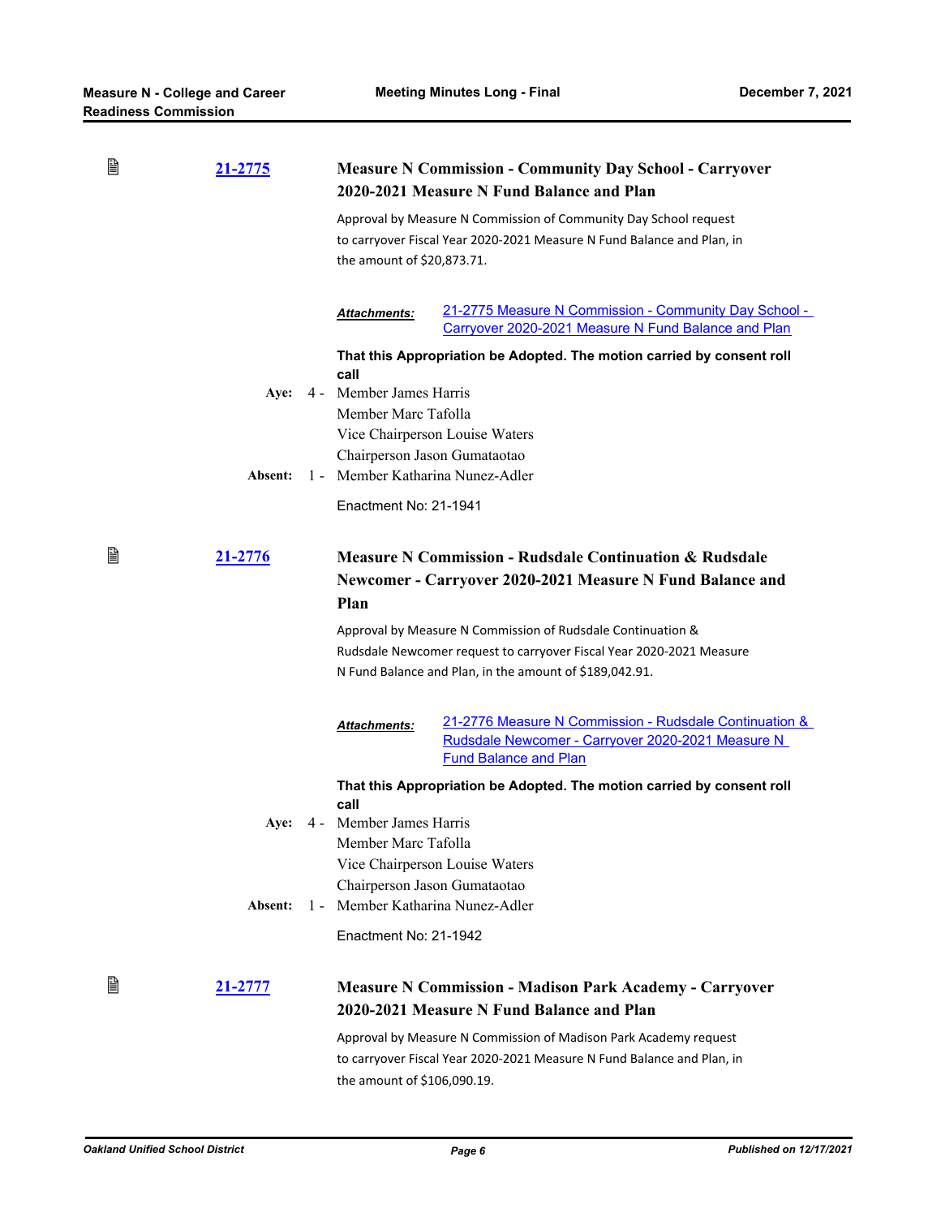**21-2775** **Measure N Commission - Community Day School - Carryover 2020-2021 Measure N Fund Balance and Plan**

Approval by Measure N Commission of Community Day School request to carryover Fiscal Year 2020-2021 Measure N Fund Balance and Plan, in the amount of $20,873.71.

***Attachments:*** 21-2775 Measure N Commission - Community Day School - Carryover 2020-2021 Measure N Fund Balance and Plan

**That this Appropriation be Adopted. The motion carried by consent roll call**

**Aye:** 4 - Member James Harris
Member Marc Tafolla
Vice Chairperson Louise Waters
Chairperson Jason Gumataotao

**Absent:** 1 - Member Katharina Nunez-Adler

Enactment No: 21-1941

**21-2776** **Measure N Commission - Rudsdale Continuation & Rudsdale Newcomer - Carryover 2020-2021 Measure N Fund Balance and Plan**

Approval by Measure N Commission of Rudsdale Continuation & Rudsdale Newcomer request to carryover Fiscal Year 2020-2021 Measure N Fund Balance and Plan, in the amount of $189,042.91.

***Attachments:*** 21-2776 Measure N Commission - Rudsdale Continuation & Rudsdale Newcomer - Carryover 2020-2021 Measure N Fund Balance and Plan

**That this Appropriation be Adopted. The motion carried by consent roll call**

**Aye:** 4 - Member James Harris
Member Marc Tafolla
Vice Chairperson Louise Waters
Chairperson Jason Gumataotao

**Absent:** 1 - Member Katharina Nunez-Adler

Enactment No: 21-1942

**21-2777** **Measure N Commission - Madison Park Academy - Carryover 2020-2021 Measure N Fund Balance and Plan**

Approval by Measure N Commission of Madison Park Academy request to carryover Fiscal Year 2020-2021 Measure N Fund Balance and Plan, in the amount of $106,090.19.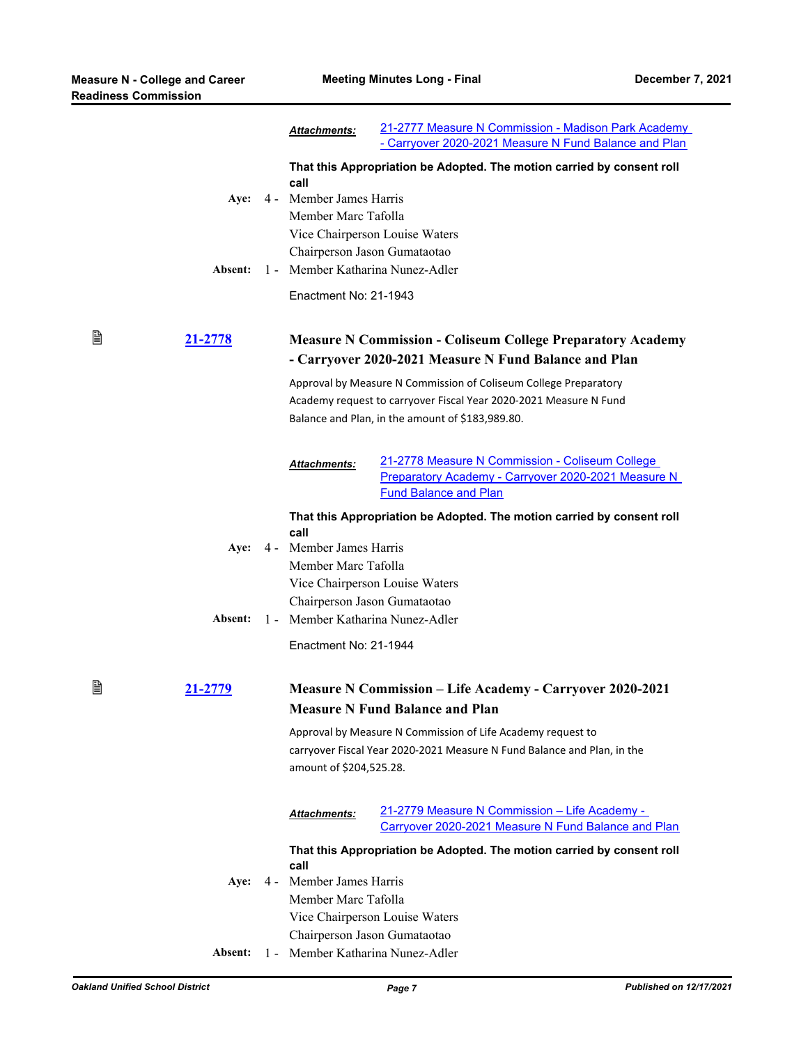**Attachments:** 21-2777 Measure N Commission - Madison Park Academy - Carryover 2020-2021 Measure N Fund Balance and Plan

**That this Appropriation be Adopted. The motion carried by consent roll call**

**Aye:** 4 - Member James Harris
Member Marc Tafolla
Vice Chairperson Louise Waters
Chairperson Jason Gumataotao

**Absent:** 1 - Member Katharina Nunez-Adler

Enactment No: 21-1943

### 21-2778 Measure N Commission - Coliseum College Preparatory Academy - Carryover 2020-2021 Measure N Fund Balance and Plan

Approval by Measure N Commission of Coliseum College Preparatory Academy request to carryover Fiscal Year 2020-2021 Measure N Fund Balance and Plan, in the amount of $183,989.80.

**Attachments:** 21-2778 Measure N Commission - Coliseum College Preparatory Academy - Carryover 2020-2021 Measure N Fund Balance and Plan

**That this Appropriation be Adopted. The motion carried by consent roll call**

**Aye:** 4 - Member James Harris
Member Marc Tafolla
Vice Chairperson Louise Waters
Chairperson Jason Gumataotao

**Absent:** 1 - Member Katharina Nunez-Adler

Enactment No: 21-1944

### 21-2779 Measure N Commission – Life Academy - Carryover 2020-2021 Measure N Fund Balance and Plan

Approval by Measure N Commission of Life Academy request to carryover Fiscal Year 2020-2021 Measure N Fund Balance and Plan, in the amount of $204,525.28.

**Attachments:** 21-2779 Measure N Commission – Life Academy - Carryover 2020-2021 Measure N Fund Balance and Plan

**That this Appropriation be Adopted. The motion carried by consent roll call**

**Aye:** 4 - Member James Harris
Member Marc Tafolla
Vice Chairperson Louise Waters
Chairperson Jason Gumataotao

**Absent:** 1 - Member Katharina Nunez-Adler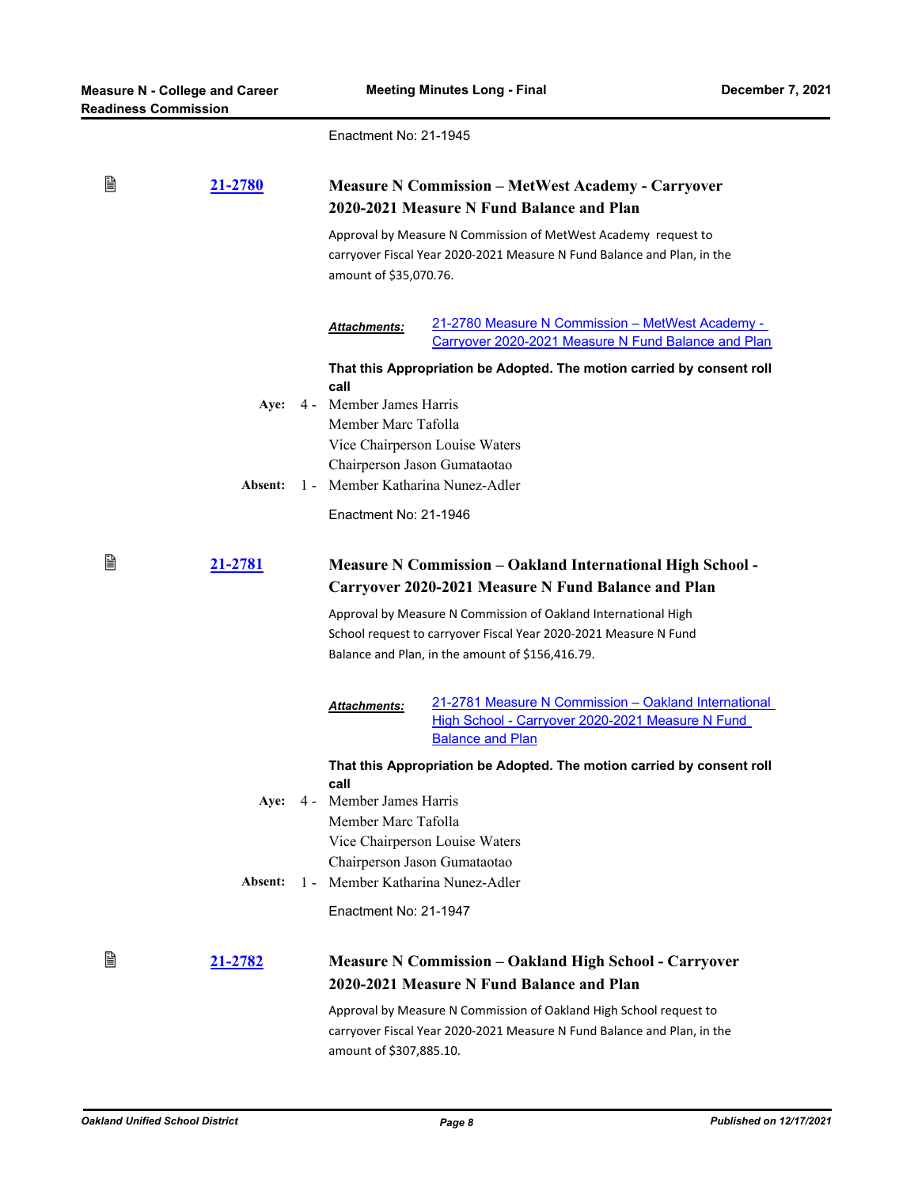Enactment No: 21-1945

**[21-2780](21-2780)** **Measure N Commission – MetWest Academy - Carryover 2020-2021 Measure N Fund Balance and Plan**

Approval by Measure N Commission of MetWest Academy request to carryover Fiscal Year 2020-2021 Measure N Fund Balance and Plan, in the amount of $35,070.76.

***Attachments:*** 21-2780 Measure N Commission – MetWest Academy - Carryover 2020-2021 Measure N Fund Balance and Plan

**That this Appropriation be Adopted. The motion carried by consent roll call**

**Aye:** 4 - Member James Harris
Member Marc Tafolla
Vice Chairperson Louise Waters
Chairperson Jason Gumataotao

**Absent:** 1 - Member Katharina Nunez-Adler

Enactment No: 21-1946

**[21-2781](21-2781)** **Measure N Commission – Oakland International High School - Carryover 2020-2021 Measure N Fund Balance and Plan**

Approval by Measure N Commission of Oakland International High School request to carryover Fiscal Year 2020-2021 Measure N Fund Balance and Plan, in the amount of $156,416.79.

***Attachments:*** 21-2781 Measure N Commission – Oakland International High School - Carryover 2020-2021 Measure N Fund Balance and Plan

**That this Appropriation be Adopted. The motion carried by consent roll call**

**Aye:** 4 - Member James Harris
Member Marc Tafolla
Vice Chairperson Louise Waters
Chairperson Jason Gumataotao

**Absent:** 1 - Member Katharina Nunez-Adler

Enactment No: 21-1947

**[21-2782](21-2782)** **Measure N Commission – Oakland High School - Carryover 2020-2021 Measure N Fund Balance and Plan**

Approval by Measure N Commission of Oakland High School request to carryover Fiscal Year 2020-2021 Measure N Fund Balance and Plan, in the amount of $307,885.10.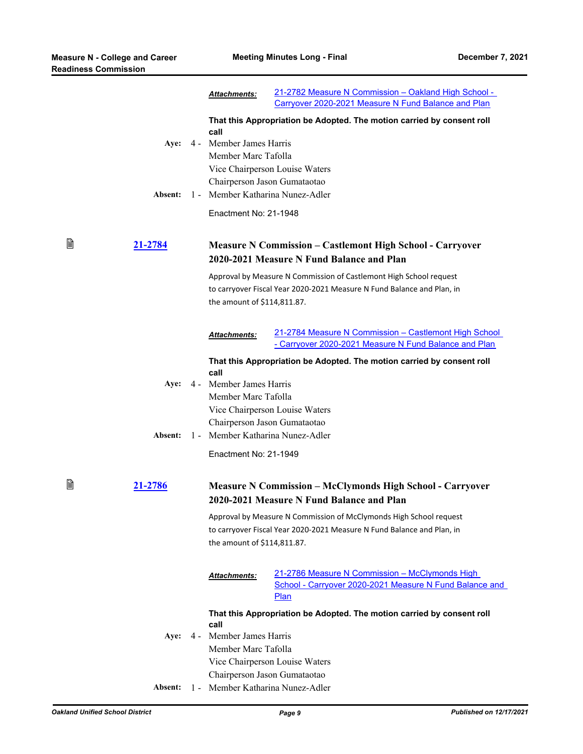**Attachments:** 21-2782 Measure N Commission – Oakland High School - Carryover 2020-2021 Measure N Fund Balance and Plan

**That this Appropriation be Adopted. The motion carried by consent roll call**

**Aye:** 4 - Member James Harris
Member Marc Tafolla
Vice Chairperson Louise Waters
Chairperson Jason Gumataotao

**Absent:** 1 - Member Katharina Nunez-Adler

Enactment No: 21-1948

## 21-2784 Measure N Commission – Castlemont High School - Carryover 2020-2021 Measure N Fund Balance and Plan

Approval by Measure N Commission of Castlemont High School request to carryover Fiscal Year 2020-2021 Measure N Fund Balance and Plan, in the amount of $114,811.87.

**Attachments:** 21-2784 Measure N Commission – Castlemont High School - Carryover 2020-2021 Measure N Fund Balance and Plan

**That this Appropriation be Adopted. The motion carried by consent roll call**

**Aye:** 4 - Member James Harris
Member Marc Tafolla
Vice Chairperson Louise Waters
Chairperson Jason Gumataotao

**Absent:** 1 - Member Katharina Nunez-Adler

Enactment No: 21-1949

## 21-2786 Measure N Commission – McClymonds High School - Carryover 2020-2021 Measure N Fund Balance and Plan

Approval by Measure N Commission of McClymonds High School request to carryover Fiscal Year 2020-2021 Measure N Fund Balance and Plan, in the amount of $114,811.87.

**Attachments:** 21-2786 Measure N Commission – McClymonds High School - Carryover 2020-2021 Measure N Fund Balance and Plan

**That this Appropriation be Adopted. The motion carried by consent roll call**

**Aye:** 4 - Member James Harris
Member Marc Tafolla
Vice Chairperson Louise Waters
Chairperson Jason Gumataotao

**Absent:** 1 - Member Katharina Nunez-Adler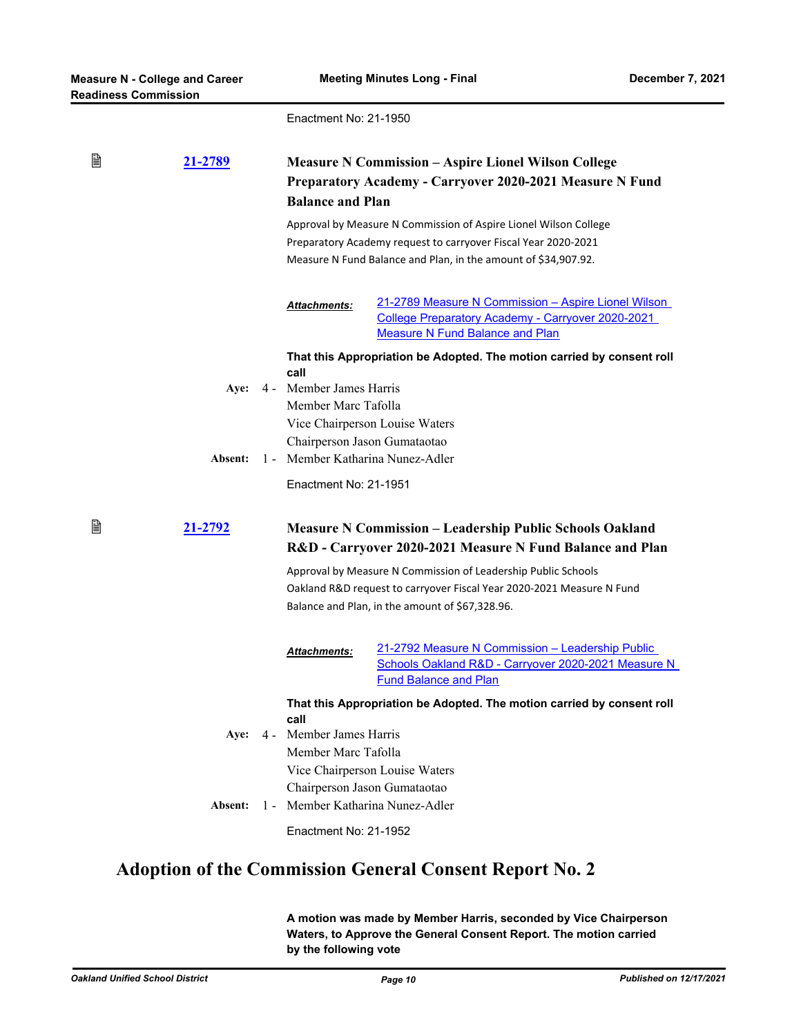Enactment No: 21-1950

**21-2789** **Measure N Commission – Aspire Lionel Wilson College Preparatory Academy - Carryover 2020-2021 Measure N Fund Balance and Plan**

Approval by Measure N Commission of Aspire Lionel Wilson College Preparatory Academy request to carryover Fiscal Year 2020-2021 Measure N Fund Balance and Plan, in the amount of $34,907.92.

***Attachments:*** 21-2789 Measure N Commission – Aspire Lionel Wilson College Preparatory Academy - Carryover 2020-2021 Measure N Fund Balance and Plan

**That this Appropriation be Adopted. The motion carried by consent roll call**

**Aye:** 4 - Member James Harris
Member Marc Tafolla
Vice Chairperson Louise Waters
Chairperson Jason Gumataotao

**Absent:** 1 - Member Katharina Nunez-Adler

Enactment No: 21-1951

**21-2792** **Measure N Commission – Leadership Public Schools Oakland R&D - Carryover 2020-2021 Measure N Fund Balance and Plan**

Approval by Measure N Commission of Leadership Public Schools Oakland R&D request to carryover Fiscal Year 2020-2021 Measure N Fund Balance and Plan, in the amount of $67,328.96.

***Attachments:*** 21-2792 Measure N Commission – Leadership Public Schools Oakland R&D - Carryover 2020-2021 Measure N Fund Balance and Plan

**That this Appropriation be Adopted. The motion carried by consent roll call**

**Aye:** 4 - Member James Harris
Member Marc Tafolla
Vice Chairperson Louise Waters
Chairperson Jason Gumataotao

**Absent:** 1 - Member Katharina Nunez-Adler

Enactment No: 21-1952

# Adoption of the Commission General Consent Report No. 2

**A motion was made by Member Harris, seconded by Vice Chairperson Waters, to Approve the General Consent Report. The motion carried by the following vote**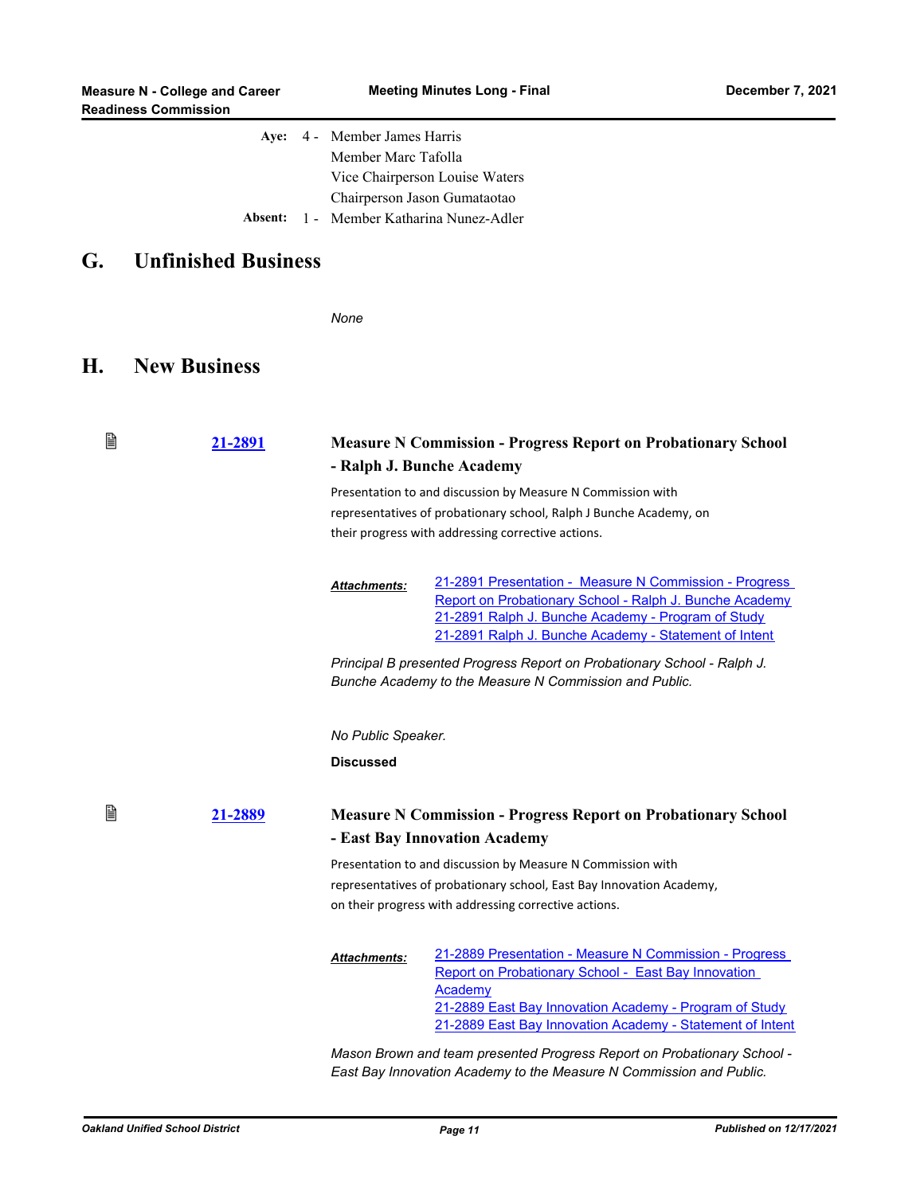| | | |
|---|---|---|
| **Aye:** | 4 - | Member James Harris |
| | | Member Marc Tafolla |
| | | Vice Chairperson Louise Waters |
| | | Chairperson Jason Gumataotao |
| **Absent:** | 1 - | Member Katharina Nunez-Adler |

## G. Unfinished Business

*None*

## H. New Business

**21-2891** **Measure N Commission - Progress Report on Probationary School - Ralph J. Bunche Academy**

Presentation to and discussion by Measure N Commission with representatives of probationary school, Ralph J Bunche Academy, on their progress with addressing corrective actions.

***Attachments:*** 21-2891 Presentation - Measure N Commission - Progress Report on Probationary School - Ralph J. Bunche Academy
21-2891 Ralph J. Bunche Academy - Program of Study
21-2891 Ralph J. Bunche Academy - Statement of Intent

*Principal B presented Progress Report on Probationary School - Ralph J. Bunche Academy to the Measure N Commission and Public.*

*No Public Speaker.*

**Discussed**

**21-2889** **Measure N Commission - Progress Report on Probationary School - East Bay Innovation Academy**

Presentation to and discussion by Measure N Commission with representatives of probationary school, East Bay Innovation Academy, on their progress with addressing corrective actions.

***Attachments:*** 21-2889 Presentation - Measure N Commission - Progress Report on Probationary School - East Bay Innovation Academy
21-2889 East Bay Innovation Academy - Program of Study
21-2889 East Bay Innovation Academy - Statement of Intent

*Mason Brown and team presented Progress Report on Probationary School - East Bay Innovation Academy to the Measure N Commission and Public.*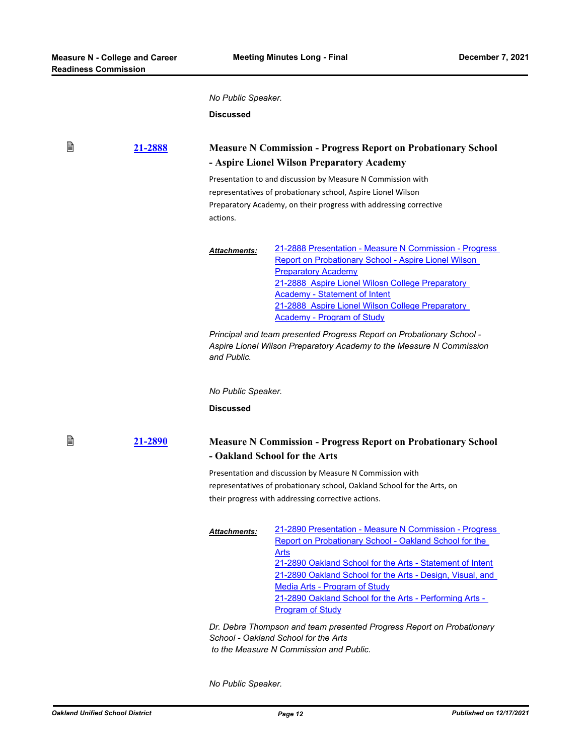*No Public Speaker.*

**Discussed**

## [21-2888](#) Measure N Commission - Progress Report on Probationary School - Aspire Lionel Wilson Preparatory Academy

Presentation to and discussion by Measure N Commission with representatives of probationary school, Aspire Lionel Wilson Preparatory Academy, on their progress with addressing corrective actions.

***Attachments:***
- 21-2888 Presentation - Measure N Commission - Progress Report on Probationary School - Aspire Lionel Wilson Preparatory Academy
- 21-2888 Aspire Lionel Wilosn College Preparatory Academy - Statement of Intent
- 21-2888 Aspire Lionel Wilson College Preparatory Academy - Program of Study

*Principal and team presented Progress Report on Probationary School - Aspire Lionel Wilson Preparatory Academy to the Measure N Commission and Public.*

*No Public Speaker.*

**Discussed**

## [21-2890](#) Measure N Commission - Progress Report on Probationary School - Oakland School for the Arts

Presentation and discussion by Measure N Commission with representatives of probationary school, Oakland School for the Arts, on their progress with addressing corrective actions.

***Attachments:***
- 21-2890 Presentation - Measure N Commission - Progress Report on Probationary School - Oakland School for the Arts
- 21-2890 Oakland School for the Arts - Statement of Intent
- 21-2890 Oakland School for the Arts - Design, Visual, and Media Arts - Program of Study
- 21-2890 Oakland School for the Arts - Performing Arts - Program of Study

*Dr. Debra Thompson and team presented Progress Report on Probationary School - Oakland School for the Arts to the Measure N Commission and Public.*

*No Public Speaker.*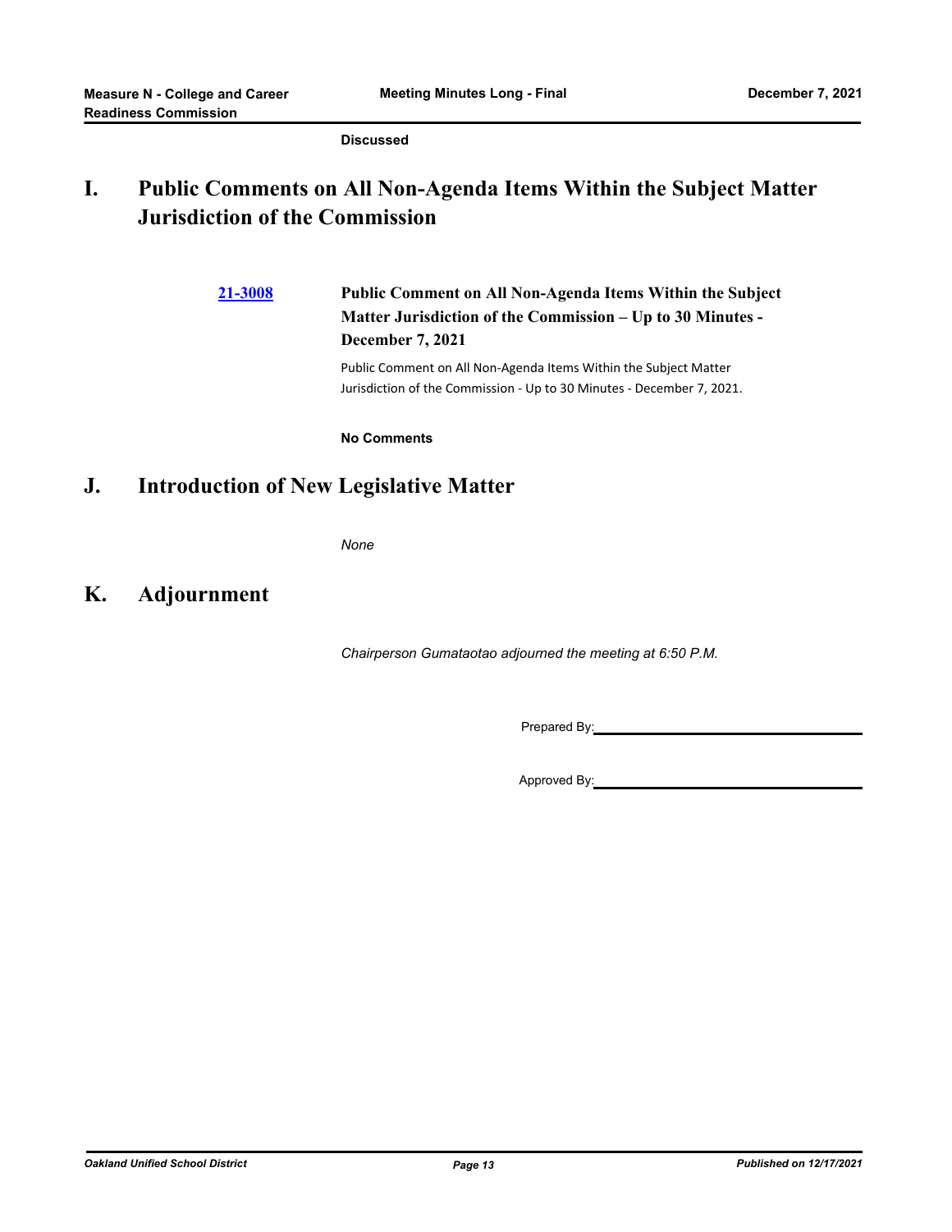**Discussed**

# I. Public Comments on All Non-Agenda Items Within the Subject Matter Jurisdiction of the Commission

**21-3008** **Public Comment on All Non-Agenda Items Within the Subject Matter Jurisdiction of the Commission – Up to 30 Minutes - December 7, 2021**

Public Comment on All Non-Agenda Items Within the Subject Matter Jurisdiction of the Commission - Up to 30 Minutes - December 7, 2021.

**No Comments**

# J. Introduction of New Legislative Matter

*None*

# K. Adjournment

*Chairperson Gumataotao adjourned the meeting at 6:50 P.M.*

Prepared By: ______________________________

Approved By: ______________________________